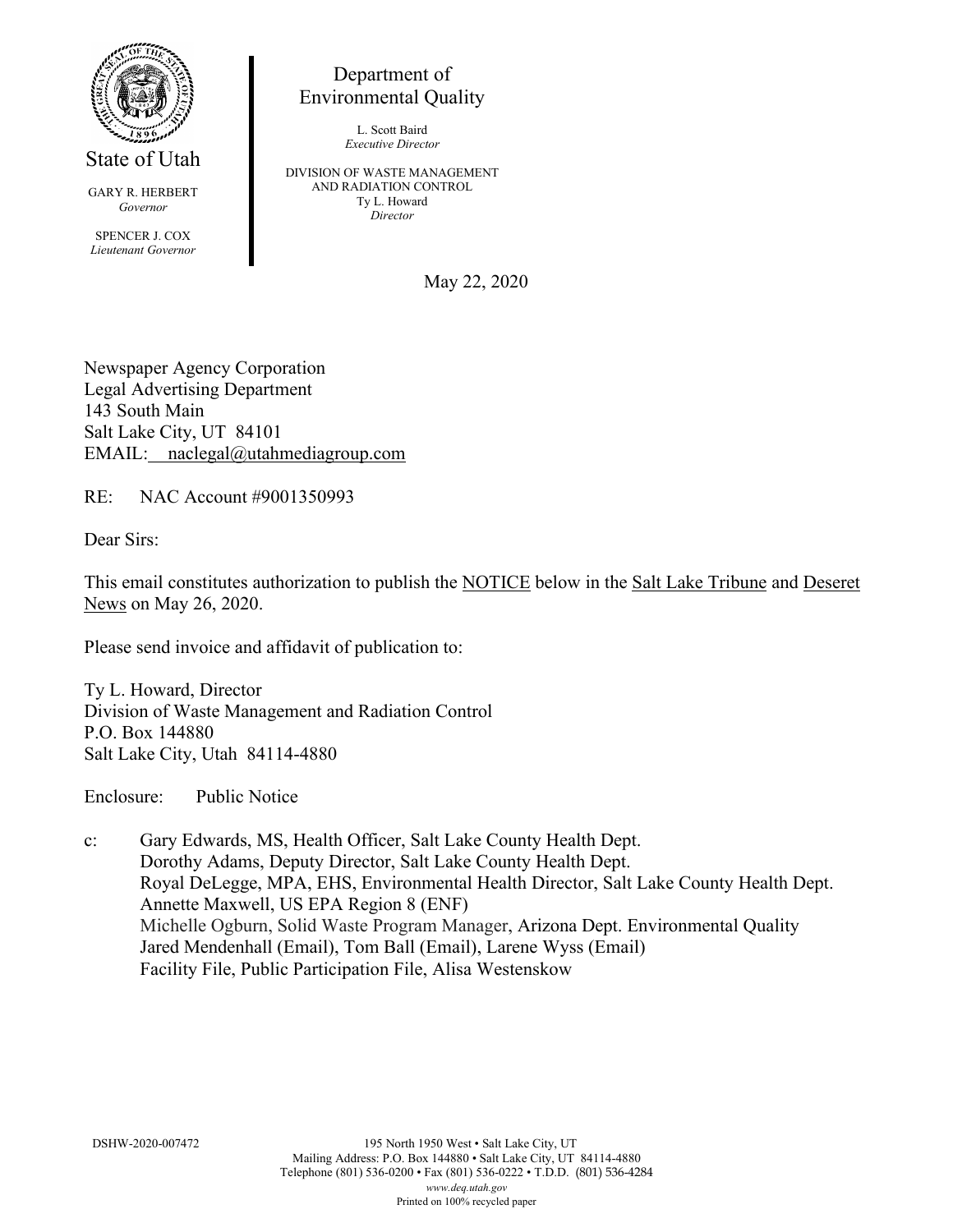State of Utah

GARY R. HERBERT
*Governor*

SPENCER J. COX
*Lieutenant Governor*

Department of
Environmental Quality

L. Scott Baird
*Executive Director*

DIVISION OF WASTE MANAGEMENT
AND RADIATION CONTROL
Ty L. Howard
*Director*

May 22, 2020

Newspaper Agency Corporation
Legal Advertising Department
143 South Main
Salt Lake City, UT 84101
EMAIL: naclegal@utahmediagroup.com

RE: NAC Account #9001350993

Dear Sirs:

This email constitutes authorization to publish the NOTICE below in the Salt Lake Tribune and Deseret News on May 26, 2020.

Please send invoice and affidavit of publication to:

Ty L. Howard, Director
Division of Waste Management and Radiation Control
P.O. Box 144880
Salt Lake City, Utah 84114-4880

Enclosure: Public Notice

c: Gary Edwards, MS, Health Officer, Salt Lake County Health Dept.
Dorothy Adams, Deputy Director, Salt Lake County Health Dept.
Royal DeLegge, MPA, EHS, Environmental Health Director, Salt Lake County Health Dept.
Annette Maxwell, US EPA Region 8 (ENF)
Michelle Ogburn, Solid Waste Program Manager, Arizona Dept. Environmental Quality
Jared Mendenhall (Email), Tom Ball (Email), Larene Wyss (Email)
Facility File, Public Participation File, Alisa Westenskow

DSHW-2020-007472

195 North 1950 West • Salt Lake City, UT
Mailing Address: P.O. Box 144880 • Salt Lake City, UT 84114-4880
Telephone (801) 536-0200 • Fax (801) 536-0222 • T.D.D. (801) 536-4284
*www.deq.utah.gov*
Printed on 100% recycled paper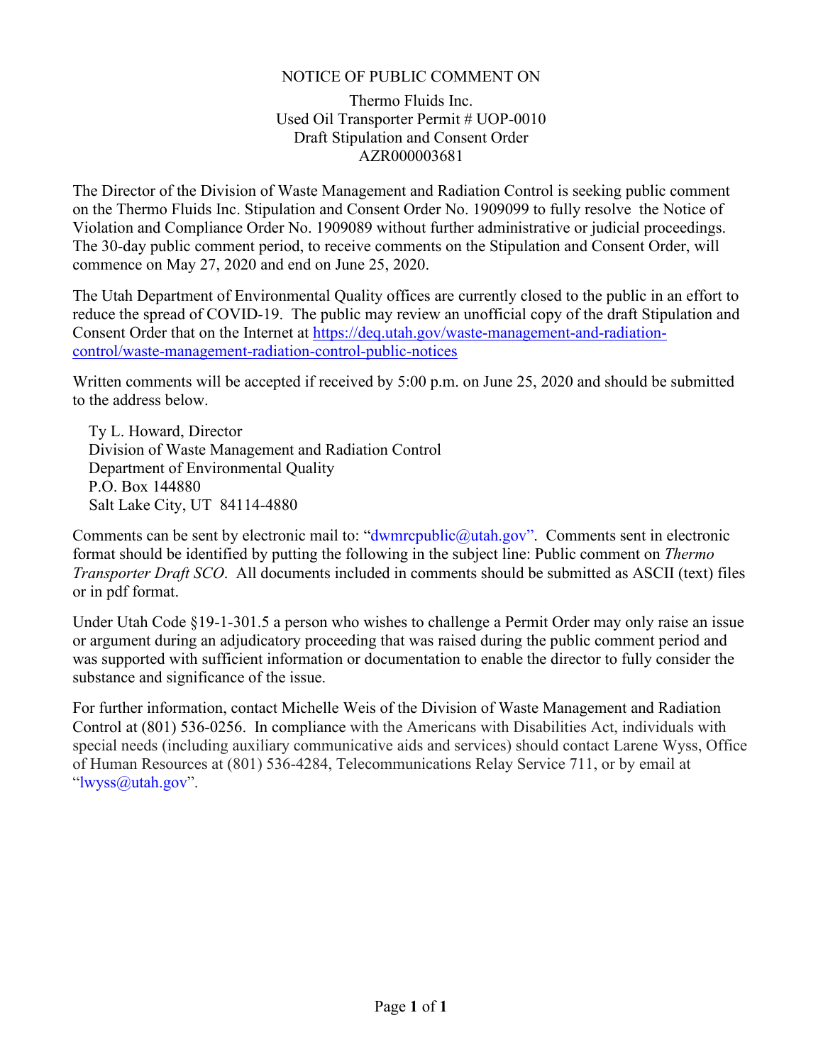# NOTICE OF PUBLIC COMMENT ON

Thermo Fluids Inc.
Used Oil Transporter Permit # UOP-0010
Draft Stipulation and Consent Order
AZR000003681

The Director of the Division of Waste Management and Radiation Control is seeking public comment on the Thermo Fluids Inc. Stipulation and Consent Order No. 1909099 to fully resolve the Notice of Violation and Compliance Order No. 1909089 without further administrative or judicial proceedings. The 30-day public comment period, to receive comments on the Stipulation and Consent Order, will commence on May 27, 2020 and end on June 25, 2020.

The Utah Department of Environmental Quality offices are currently closed to the public in an effort to reduce the spread of COVID-19. The public may review an unofficial copy of the draft Stipulation and Consent Order that on the Internet at https://deq.utah.gov/waste-management-and-radiation-control/waste-management-radiation-control-public-notices

Written comments will be accepted if received by 5:00 p.m. on June 25, 2020 and should be submitted to the address below.

Ty L. Howard, Director
Division of Waste Management and Radiation Control
Department of Environmental Quality
P.O. Box 144880
Salt Lake City, UT 84114-4880

Comments can be sent by electronic mail to: "dwmrcpublic@utah.gov". Comments sent in electronic format should be identified by putting the following in the subject line: Public comment on *Thermo Transporter Draft SCO*. All documents included in comments should be submitted as ASCII (text) files or in pdf format.

Under Utah Code §19-1-301.5 a person who wishes to challenge a Permit Order may only raise an issue or argument during an adjudicatory proceeding that was raised during the public comment period and was supported with sufficient information or documentation to enable the director to fully consider the substance and significance of the issue.

For further information, contact Michelle Weis of the Division of Waste Management and Radiation Control at (801) 536-0256. In compliance with the Americans with Disabilities Act, individuals with special needs (including auxiliary communicative aids and services) should contact Larene Wyss, Office of Human Resources at (801) 536-4284, Telecommunications Relay Service 711, or by email at "lwyss@utah.gov".